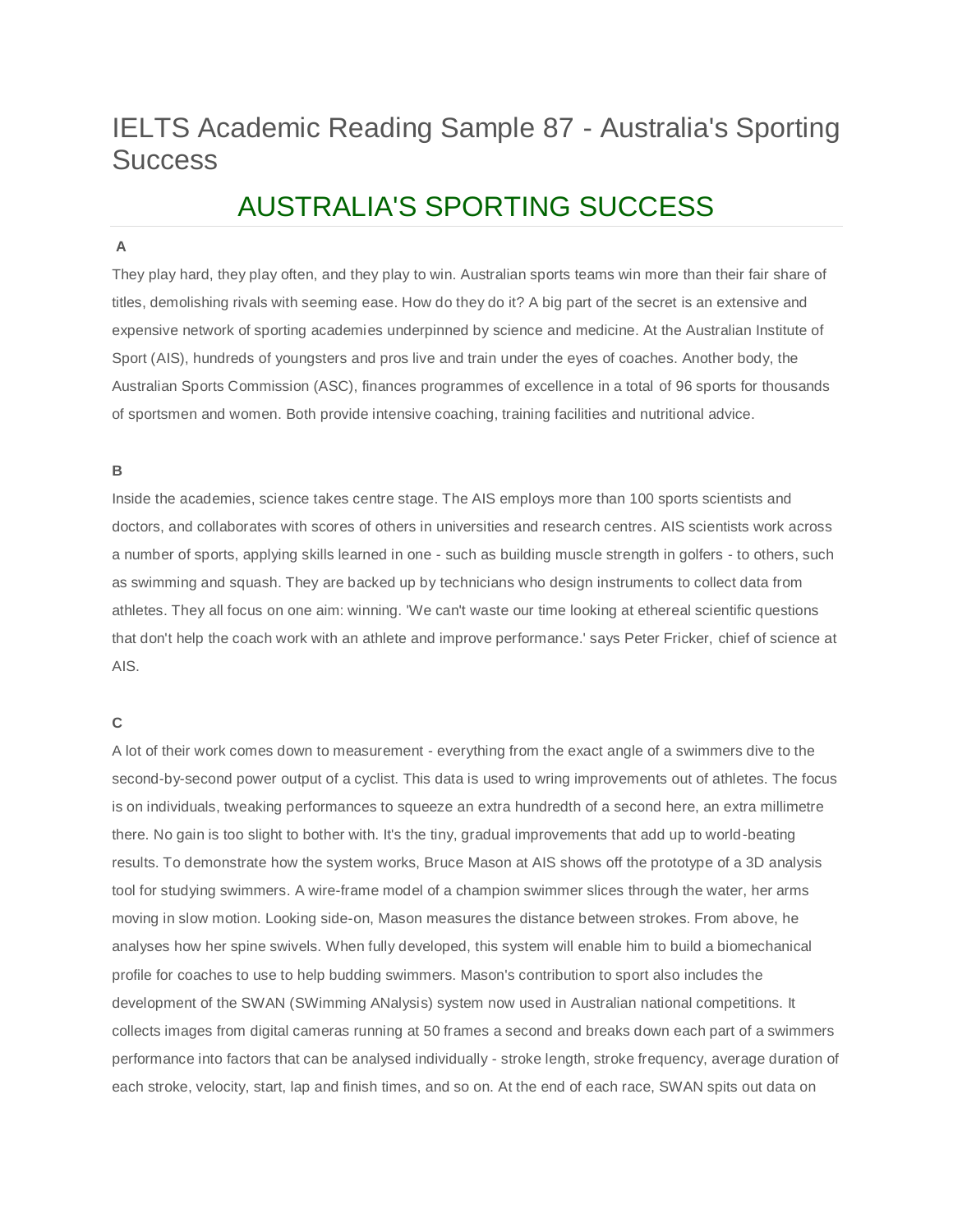# IELTS Academic Reading Sample 87 - Australia's Sporting Success

## AUSTRALIA'S SPORTING SUCCESS

**A**

They play hard, they play often, and they play to win. Australian sports teams win more than their fair share of titles, demolishing rivals with seeming ease. How do they do it? A big part of the secret is an extensive and expensive network of sporting academies underpinned by science and medicine. At the Australian Institute of Sport (AIS), hundreds of youngsters and pros live and train under the eyes of coaches. Another body, the Australian Sports Commission (ASC), finances programmes of excellence in a total of 96 sports for thousands of sportsmen and women. Both provide intensive coaching, training facilities and nutritional advice.

**B**

Inside the academies, science takes centre stage. The AIS employs more than 100 sports scientists and doctors, and collaborates with scores of others in universities and research centres. AIS scientists work across a number of sports, applying skills learned in one - such as building muscle strength in golfers - to others, such as swimming and squash. They are backed up by technicians who design instruments to collect data from athletes. They all focus on one aim: winning. 'We can't waste our time looking at ethereal scientific questions that don't help the coach work with an athlete and improve performance.' says Peter Fricker, chief of science at AIS.

**C**

A lot of their work comes down to measurement - everything from the exact angle of a swimmers dive to the second-by-second power output of a cyclist. This data is used to wring improvements out of athletes. The focus is on individuals, tweaking performances to squeeze an extra hundredth of a second here, an extra millimetre there. No gain is too slight to bother with. It's the tiny, gradual improvements that add up to world-beating results. To demonstrate how the system works, Bruce Mason at AIS shows off the prototype of a 3D analysis tool for studying swimmers. A wire-frame model of a champion swimmer slices through the water, her arms moving in slow motion. Looking side-on, Mason measures the distance between strokes. From above, he analyses how her spine swivels. When fully developed, this system will enable him to build a biomechanical profile for coaches to use to help budding swimmers. Mason's contribution to sport also includes the development of the SWAN (SWimming ANalysis) system now used in Australian national competitions. It collects images from digital cameras running at 50 frames a second and breaks down each part of a swimmers performance into factors that can be analysed individually - stroke length, stroke frequency, average duration of each stroke, velocity, start, lap and finish times, and so on. At the end of each race, SWAN spits out data on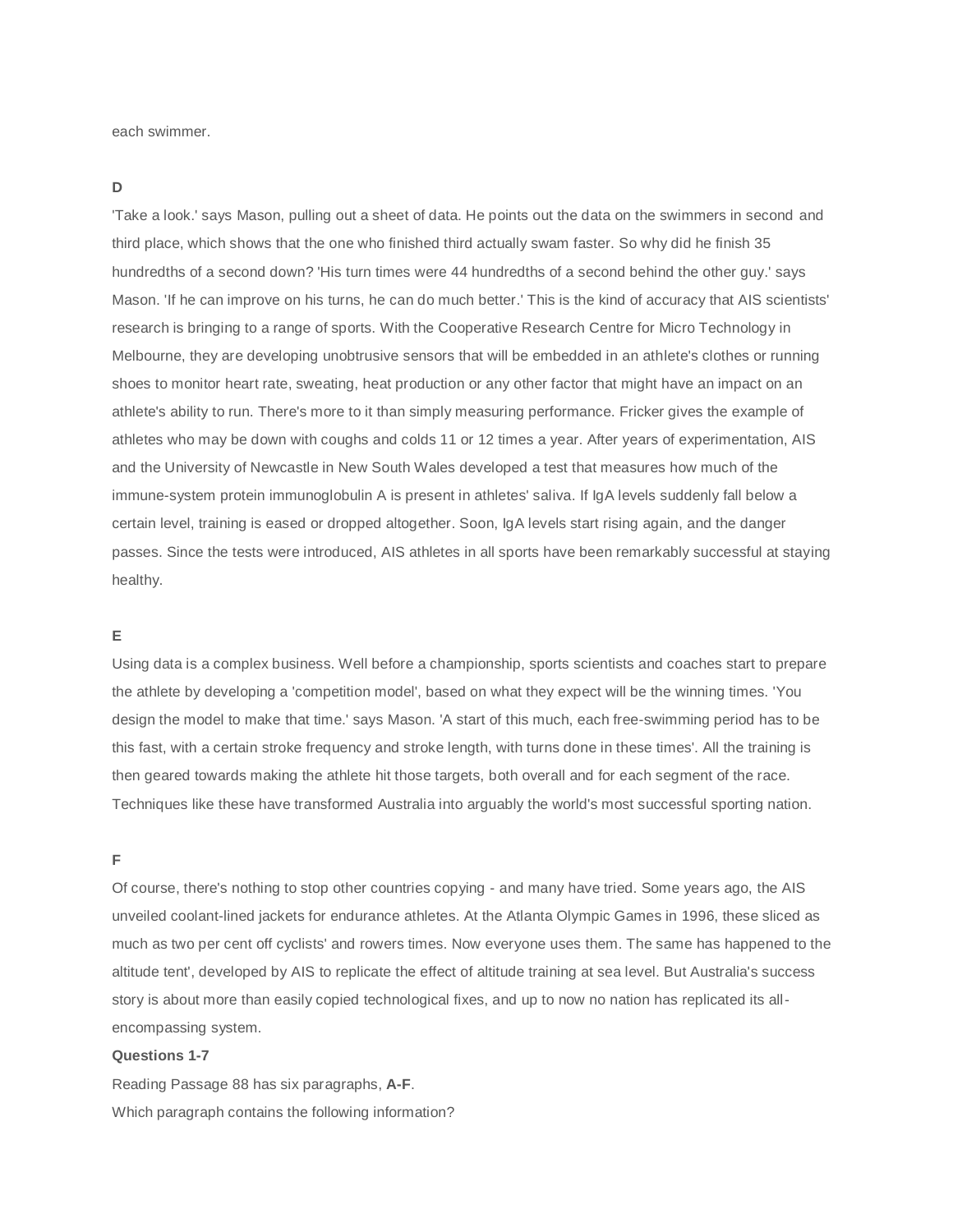each swimmer.

**D**

'Take a look.' says Mason, pulling out a sheet of data. He points out the data on the swimmers in second and third place, which shows that the one who finished third actually swam faster. So why did he finish 35 hundredths of a second down? 'His turn times were 44 hundredths of a second behind the other guy.' says Mason. 'If he can improve on his turns, he can do much better.' This is the kind of accuracy that AIS scientists' research is bringing to a range of sports. With the Cooperative Research Centre for Micro Technology in Melbourne, they are developing unobtrusive sensors that will be embedded in an athlete's clothes or running shoes to monitor heart rate, sweating, heat production or any other factor that might have an impact on an athlete's ability to run. There's more to it than simply measuring performance. Fricker gives the example of athletes who may be down with coughs and colds 11 or 12 times a year. After years of experimentation, AIS and the University of Newcastle in New South Wales developed a test that measures how much of the immune-system protein immunoglobulin A is present in athletes' saliva. If IgA levels suddenly fall below a certain level, training is eased or dropped altogether. Soon, IgA levels start rising again, and the danger passes. Since the tests were introduced, AIS athletes in all sports have been remarkably successful at staying healthy.

**E**

Using data is a complex business. Well before a championship, sports scientists and coaches start to prepare the athlete by developing a 'competition model', based on what they expect will be the winning times. 'You design the model to make that time.' says Mason. 'A start of this much, each free-swimming period has to be this fast, with a certain stroke frequency and stroke length, with turns done in these times'. All the training is then geared towards making the athlete hit those targets, both overall and for each segment of the race. Techniques like these have transformed Australia into arguably the world's most successful sporting nation.

**F**

Of course, there's nothing to stop other countries copying - and many have tried. Some years ago, the AIS unveiled coolant-lined jackets for endurance athletes. At the Atlanta Olympic Games in 1996, these sliced as much as two per cent off cyclists' and rowers times. Now everyone uses them. The same has happened to the altitude tent', developed by AIS to replicate the effect of altitude training at sea level. But Australia's success story is about more than easily copied technological fixes, and up to now no nation has replicated its all-encompassing system.

**Questions 1-7**

Reading Passage 88 has six paragraphs, **A-F**.

Which paragraph contains the following information?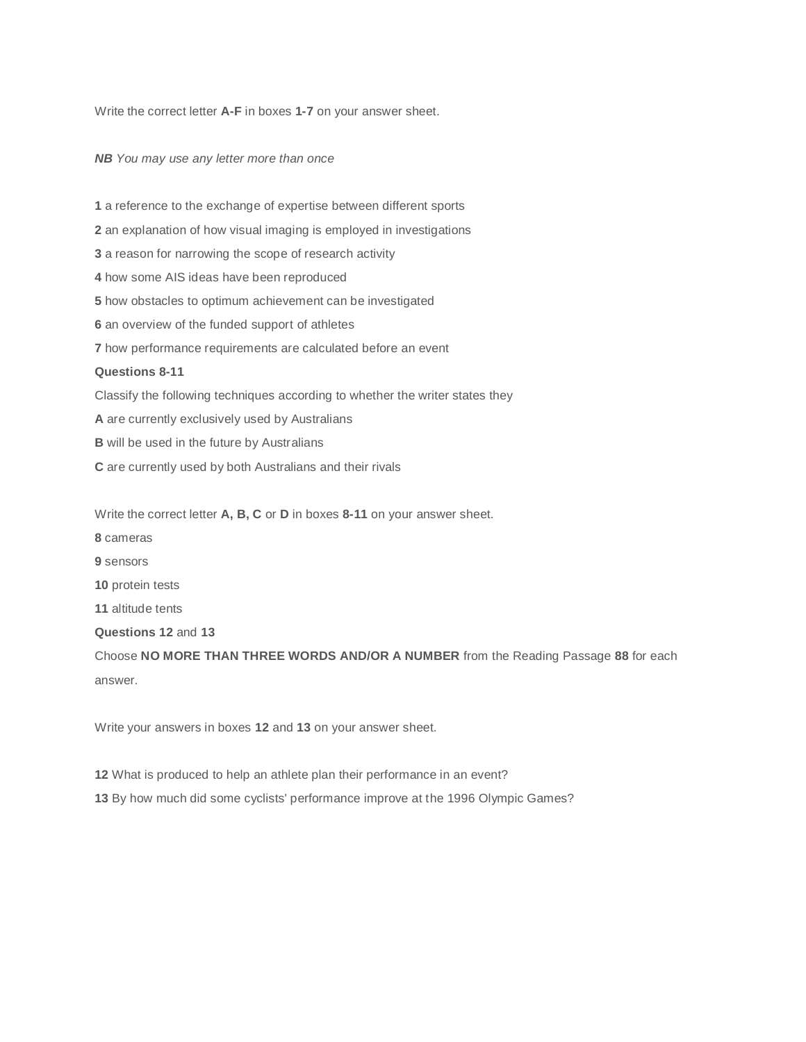Write the correct letter **A-F** in boxes **1-7** on your answer sheet.

***NB*** *You may use any letter more than once*

**1** a reference to the exchange of expertise between different sports

**2** an explanation of how visual imaging is employed in investigations

**3** a reason for narrowing the scope of research activity

**4** how some AIS ideas have been reproduced

**5** how obstacles to optimum achievement can be investigated

**6** an overview of the funded support of athletes

**7** how performance requirements are calculated before an event

**Questions 8-11**

Classify the following techniques according to whether the writer states they

**A** are currently exclusively used by Australians

**B** will be used in the future by Australians

**C** are currently used by both Australians and their rivals

Write the correct letter **A, B, C** or **D** in boxes **8-11** on your answer sheet.

**8** cameras

**9** sensors

**10** protein tests

**11** altitude tents

**Questions 12** and **13**

Choose **NO MORE THAN THREE WORDS AND/OR A NUMBER** from the Reading Passage **88** for each answer.

Write your answers in boxes **12** and **13** on your answer sheet.

**12** What is produced to help an athlete plan their performance in an event?

**13** By how much did some cyclists' performance improve at the 1996 Olympic Games?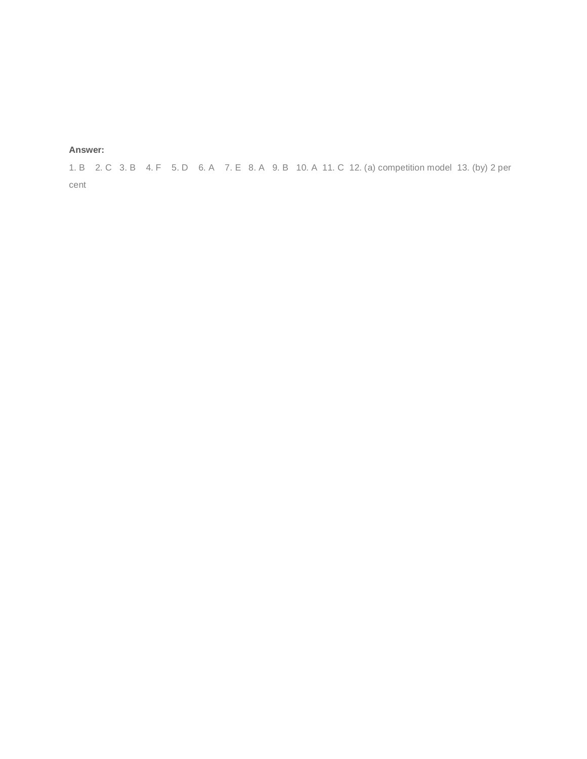**Answer:**

1. B 2. C 3. B 4. F 5. D 6. A 7. E 8. A 9. B 10. A 11. C 12. (a) competition model 13. (by) 2 per cent